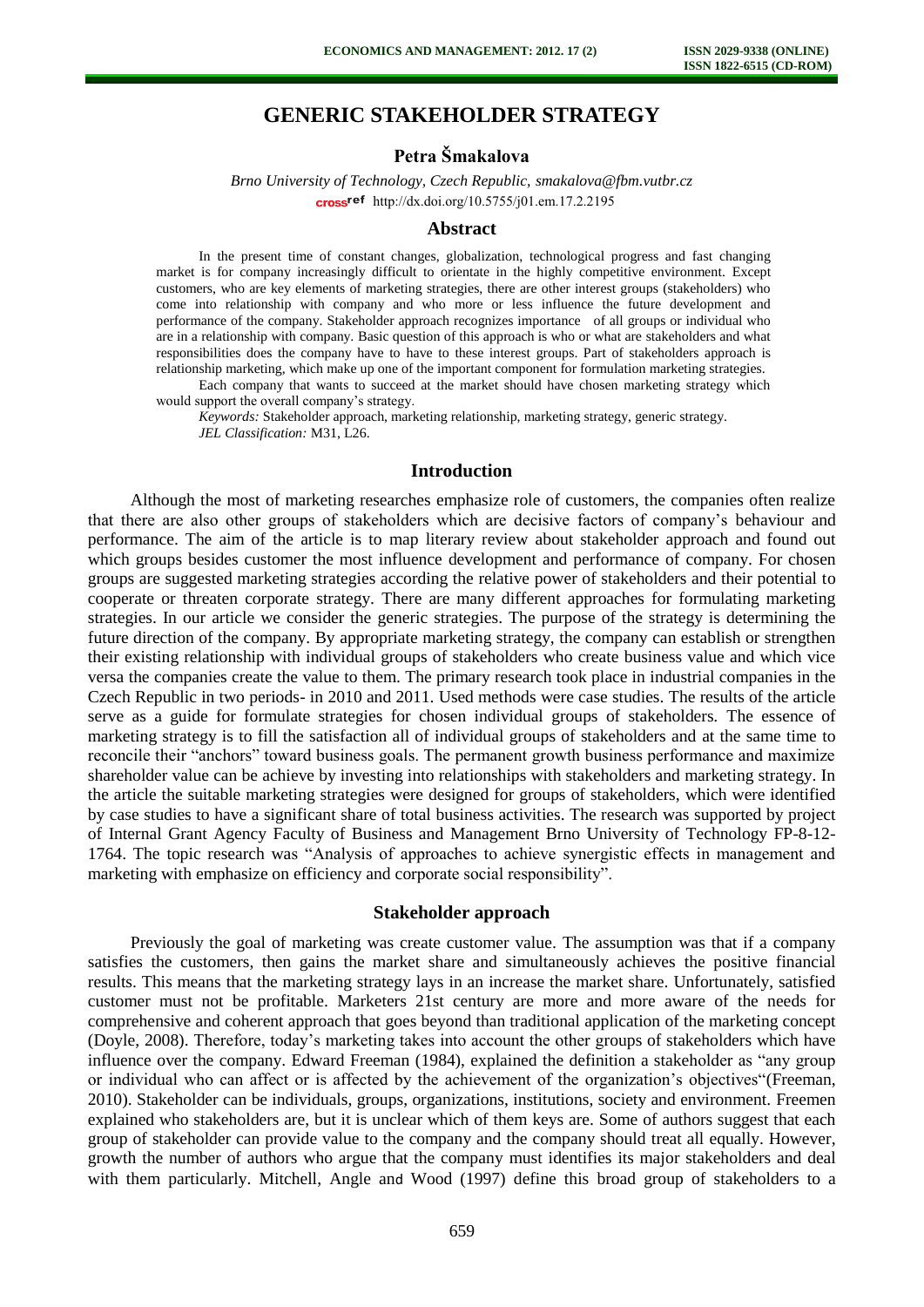# GENERIC STAKEHOLDER STRATEGY

**Petra Šmakalova**

*Brno University of Technology, Czech Republic, smakalova@fbm.vutbr.cz*
http://dx.doi.org/10.5755/j01.em.17.2.2195

## Abstract

In the present time of constant changes, globalization, technological progress and fast changing market is for company increasingly difficult to orientate in the highly competitive environment. Except customers, who are key elements of marketing strategies, there are other interest groups (stakeholders) who come into relationship with company and who more or less influence the future development and performance of the company. Stakeholder approach recognizes importance of all groups or individual who are in a relationship with company. Basic question of this approach is who or what are stakeholders and what responsibilities does the company have to have to these interest groups. Part of stakeholders approach is relationship marketing, which make up one of the important component for formulation marketing strategies.

Each company that wants to succeed at the market should have chosen marketing strategy which would support the overall company's strategy.

*Keywords:* Stakeholder approach, marketing relationship, marketing strategy, generic strategy.

*JEL Classification:* M31, L26.

## Introduction

Although the most of marketing researches emphasize role of customers, the companies often realize that there are also other groups of stakeholders which are decisive factors of company's behaviour and performance. The aim of the article is to map literary review about stakeholder approach and found out which groups besides customer the most influence development and performance of company. For chosen groups are suggested marketing strategies according the relative power of stakeholders and their potential to cooperate or threaten corporate strategy. There are many different approaches for formulating marketing strategies. In our article we consider the generic strategies. The purpose of the strategy is determining the future direction of the company. By appropriate marketing strategy, the company can establish or strengthen their existing relationship with individual groups of stakeholders who create business value and which vice versa the companies create the value to them. The primary research took place in industrial companies in the Czech Republic in two periods- in 2010 and 2011. Used methods were case studies. The results of the article serve as a guide for formulate strategies for chosen individual groups of stakeholders. The essence of marketing strategy is to fill the satisfaction all of individual groups of stakeholders and at the same time to reconcile their "anchors" toward business goals. The permanent growth business performance and maximize shareholder value can be achieve by investing into relationships with stakeholders and marketing strategy. In the article the suitable marketing strategies were designed for groups of stakeholders, which were identified by case studies to have a significant share of total business activities. The research was supported by project of Internal Grant Agency Faculty of Business and Management Brno University of Technology FP-8-12-1764. The topic research was "Analysis of approaches to achieve synergistic effects in management and marketing with emphasize on efficiency and corporate social responsibility".

## Stakeholder approach

Previously the goal of marketing was create customer value. The assumption was that if a company satisfies the customers, then gains the market share and simultaneously achieves the positive financial results. This means that the marketing strategy lays in an increase the market share. Unfortunately, satisfied customer must not be profitable. Marketers 21st century are more and more aware of the needs for comprehensive and coherent approach that goes beyond than traditional application of the marketing concept (Doyle, 2008). Therefore, today's marketing takes into account the other groups of stakeholders which have influence over the company. Edward Freeman (1984), explained the definition a stakeholder as "any group or individual who can affect or is affected by the achievement of the organization's objectives"(Freeman, 2010). Stakeholder can be individuals, groups, organizations, institutions, society and environment. Freemen explained who stakeholders are, but it is unclear which of them keys are. Some of authors suggest that each group of stakeholder can provide value to the company and the company should treat all equally. However, growth the number of authors who argue that the company must identifies its major stakeholders and deal with them particularly. Mitchell, Angle and Wood (1997) define this broad group of stakeholders to a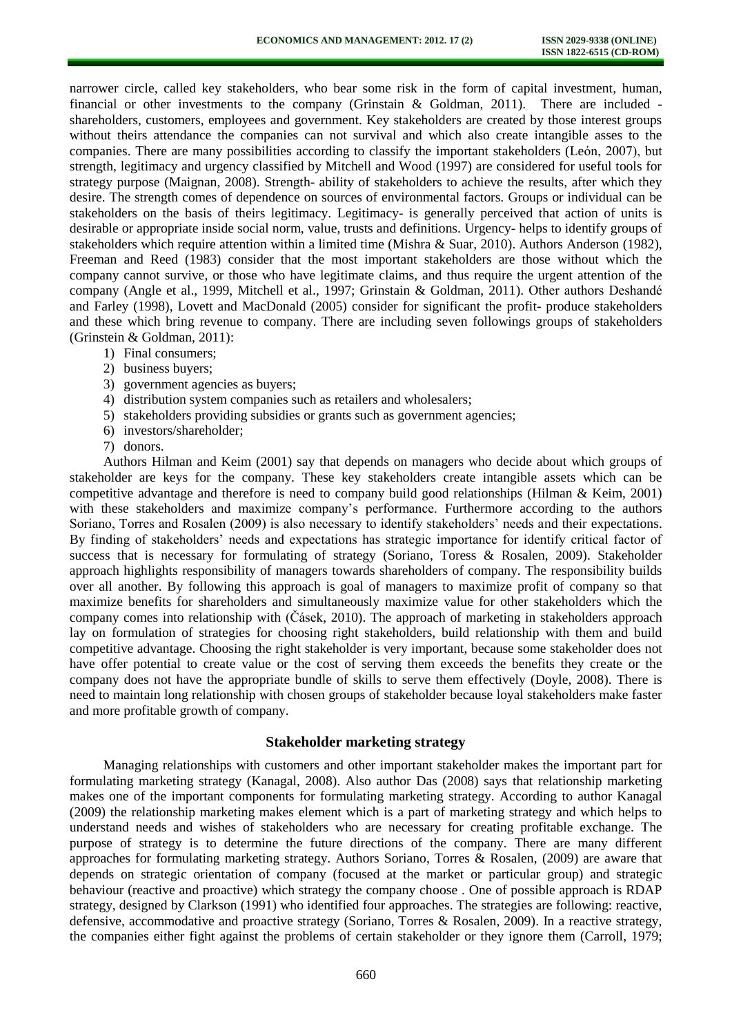narrower circle, called key stakeholders, who bear some risk in the form of capital investment, human, financial or other investments to the company (Grinstain & Goldman, 2011). There are included - shareholders, customers, employees and government. Key stakeholders are created by those interest groups without theirs attendance the companies can not survival and which also create intangible asses to the companies. There are many possibilities according to classify the important stakeholders (León, 2007), but strength, legitimacy and urgency classified by Mitchell and Wood (1997) are considered for useful tools for strategy purpose (Maignan, 2008). Strength- ability of stakeholders to achieve the results, after which they desire. The strength comes of dependence on sources of environmental factors. Groups or individual can be stakeholders on the basis of theirs legitimacy. Legitimacy- is generally perceived that action of units is desirable or appropriate inside social norm, value, trusts and definitions. Urgency- helps to identify groups of stakeholders which require attention within a limited time (Mishra & Suar, 2010). Authors Anderson (1982), Freeman and Reed (1983) consider that the most important stakeholders are those without which the company cannot survive, or those who have legitimate claims, and thus require the urgent attention of the company (Angle et al., 1999, Mitchell et al., 1997; Grinstain & Goldman, 2011). Other authors Deshandé and Farley (1998), Lovett and MacDonald (2005) consider for significant the profit- produce stakeholders and these which bring revenue to company. There are including seven followings groups of stakeholders (Grinstein & Goldman, 2011):

1) Final consumers;
2) business buyers;
3) government agencies as buyers;
4) distribution system companies such as retailers and wholesalers;
5) stakeholders providing subsidies or grants such as government agencies;
6) investors/shareholder;
7) donors.

Authors Hilman and Keim (2001) say that depends on managers who decide about which groups of stakeholder are keys for the company. These key stakeholders create intangible assets which can be competitive advantage and therefore is need to company build good relationships (Hilman & Keim, 2001) with these stakeholders and maximize company's performance. Furthermore according to the authors Soriano, Torres and Rosalen (2009) is also necessary to identify stakeholders' needs and their expectations. By finding of stakeholders' needs and expectations has strategic importance for identify critical factor of success that is necessary for formulating of strategy (Soriano, Toress & Rosalen, 2009). Stakeholder approach highlights responsibility of managers towards shareholders of company. The responsibility builds over all another. By following this approach is goal of managers to maximize profit of company so that maximize benefits for shareholders and simultaneously maximize value for other stakeholders which the company comes into relationship with (Čásek, 2010). The approach of marketing in stakeholders approach lay on formulation of strategies for choosing right stakeholders, build relationship with them and build competitive advantage. Choosing the right stakeholder is very important, because some stakeholder does not have offer potential to create value or the cost of serving them exceeds the benefits they create or the company does not have the appropriate bundle of skills to serve them effectively (Doyle, 2008). There is need to maintain long relationship with chosen groups of stakeholder because loyal stakeholders make faster and more profitable growth of company.

## Stakeholder marketing strategy

Managing relationships with customers and other important stakeholder makes the important part for formulating marketing strategy (Kanagal, 2008). Also author Das (2008) says that relationship marketing makes one of the important components for formulating marketing strategy. According to author Kanagal (2009) the relationship marketing makes element which is a part of marketing strategy and which helps to understand needs and wishes of stakeholders who are necessary for creating profitable exchange. The purpose of strategy is to determine the future directions of the company. There are many different approaches for formulating marketing strategy. Authors Soriano, Torres & Rosalen, (2009) are aware that depends on strategic orientation of company (focused at the market or particular group) and strategic behaviour (reactive and proactive) which strategy the company choose . One of possible approach is RDAP strategy, designed by Clarkson (1991) who identified four approaches. The strategies are following: reactive, defensive, accommodative and proactive strategy (Soriano, Torres & Rosalen, 2009). In a reactive strategy, the companies either fight against the problems of certain stakeholder or they ignore them (Carroll, 1979;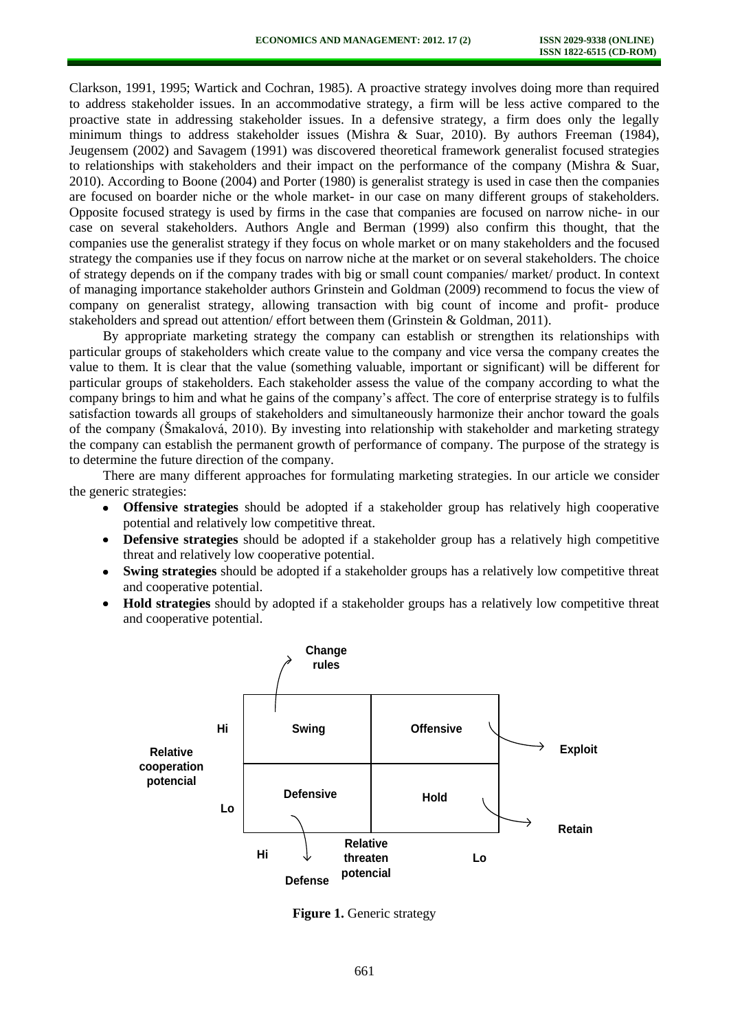Clarkson, 1991, 1995; Wartick and Cochran, 1985). A proactive strategy involves doing more than required to address stakeholder issues. In an accommodative strategy, a firm will be less active compared to the proactive state in addressing stakeholder issues. In a defensive strategy, a firm does only the legally minimum things to address stakeholder issues (Mishra & Suar, 2010). By authors Freeman (1984), Jeugensem (2002) and Savagem (1991) was discovered theoretical framework generalist focused strategies to relationships with stakeholders and their impact on the performance of the company (Mishra & Suar, 2010). According to Boone (2004) and Porter (1980) is generalist strategy is used in case then the companies are focused on boarder niche or the whole market- in our case on many different groups of stakeholders. Opposite focused strategy is used by firms in the case that companies are focused on narrow niche- in our case on several stakeholders. Authors Angle and Berman (1999) also confirm this thought, that the companies use the generalist strategy if they focus on whole market or on many stakeholders and the focused strategy the companies use if they focus on narrow niche at the market or on several stakeholders. The choice of strategy depends on if the company trades with big or small count companies/ market/ product. In context of managing importance stakeholder authors Grinstein and Goldman (2009) recommend to focus the view of company on generalist strategy, allowing transaction with big count of income and profit- produce stakeholders and spread out attention/ effort between them (Grinstein & Goldman, 2011).

By appropriate marketing strategy the company can establish or strengthen its relationships with particular groups of stakeholders which create value to the company and vice versa the company creates the value to them. It is clear that the value (something valuable, important or significant) will be different for particular groups of stakeholders. Each stakeholder assess the value of the company according to what the company brings to him and what he gains of the company's affect. The core of enterprise strategy is to fulfils satisfaction towards all groups of stakeholders and simultaneously harmonize their anchor toward the goals of the company (Šmakalová, 2010). By investing into relationship with stakeholder and marketing strategy the company can establish the permanent growth of performance of company. The purpose of the strategy is to determine the future direction of the company.

There are many different approaches for formulating marketing strategies. In our article we consider the generic strategies:

- **Offensive strategies** should be adopted if a stakeholder group has relatively high cooperative potential and relatively low competitive threat.
- **Defensive strategies** should be adopted if a stakeholder group has a relatively high competitive threat and relatively low cooperative potential.
- **Swing strategies** should be adopted if a stakeholder groups has a relatively low competitive threat and cooperative potential.
- **Hold strategies** should by adopted if a stakeholder groups has a relatively low competitive threat and cooperative potential.

| Relative cooperation potencial | Relative threaten potencial: Hi | Relative threaten potencial: Lo |
|---|---|---|
| Hi | Swing (→ Change rules) | Offensive (→ Exploit) |
| Lo | Defensive (→ Defense) | Hold (→ Retain) |

**Figure 1.** Generic strategy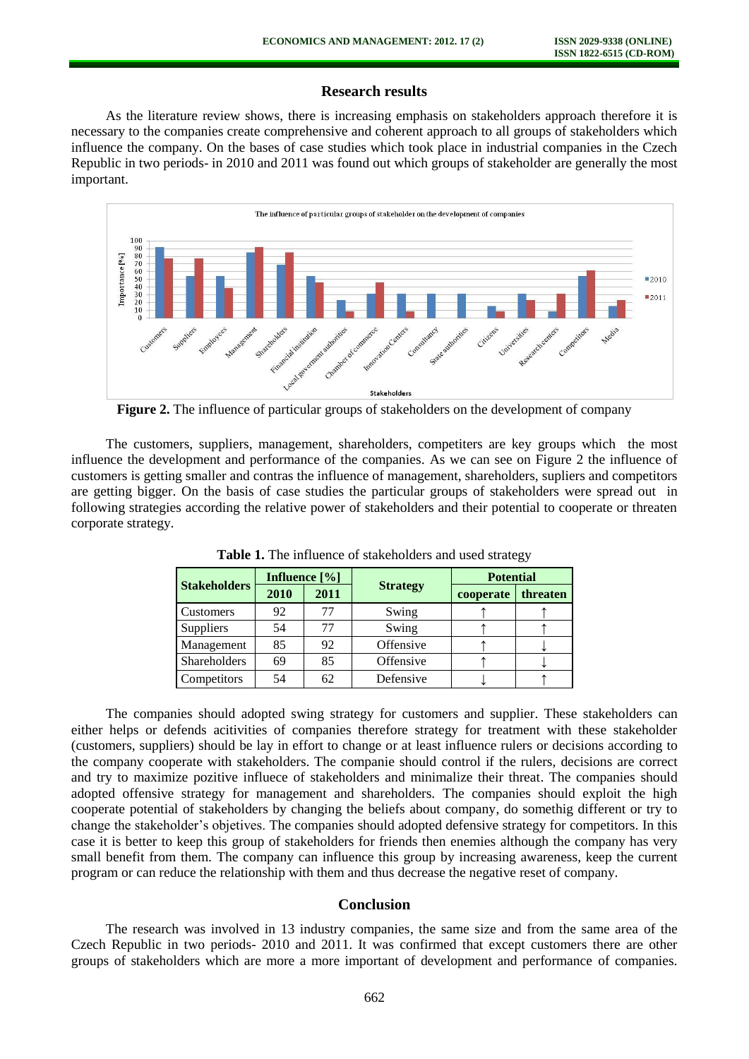## Research results

As the literature review shows, there is increasing emphasis on stakeholders approach therefore it is necessary to the companies create comprehensive and coherent approach to all groups of stakeholders which influence the company. On the bases of case studies which took place in industrial companies in the Czech Republic in two periods- in 2010 and 2011 was found out which groups of stakeholder are generally the most important.

**Figure 2.** The influence of particular groups of stakeholders on the development of company

The customers, suppliers, management, shareholders, competiters are key groups which the most influence the development and performance of the companies. As we can see on Figure 2 the influence of customers is getting smaller and contras the influence of management, shareholders, supliers and competitors are getting bigger. On the basis of case studies the particular groups of stakeholders were spread out in following strategies according the relative power of stakeholders and their potential to cooperate or threaten corporate strategy.

**Table 1.** The influence of stakeholders and used strategy

| Stakeholders | Influence [%] | | Strategy | Potential | |
|---|---|---|---|---|---|
| | 2010 | 2011 | | cooperate | threaten |
| Customers | 92 | 77 | Swing | ↑ | ↑ |
| Suppliers | 54 | 77 | Swing | ↑ | ↑ |
| Management | 85 | 92 | Offensive | ↑ | ↓ |
| Shareholders | 69 | 85 | Offensive | ↑ | ↓ |
| Competitors | 54 | 62 | Defensive | ↓ | ↑ |

The companies should adopted swing strategy for customers and supplier. These stakeholders can either helps or defends acitivities of companies therefore strategy for treatment with these stakeholder (customers, suppliers) should be lay in effort to change or at least influence rulers or decisions according to the company cooperate with stakeholders. The companie should control if the rulers, decisions are correct and try to maximize pozitive influece of stakeholders and minimalize their threat. The companies should adopted offensive strategy for management and shareholders. The companies should exploit the high cooperate potential of stakeholders by changing the beliefs about company, do somethig different or try to change the stakeholder's objetives. The companies should adopted defensive strategy for competitors. In this case it is better to keep this group of stakeholders for friends then enemies although the company has very small benefit from them. The company can influence this group by increasing awareness, keep the current program or can reduce the relationship with them and thus decrease the negative reset of company.

## Conclusion

The research was involved in 13 industry companies, the same size and from the same area of the Czech Republic in two periods- 2010 and 2011. It was confirmed that except customers there are other groups of stakeholders which are more a more important of development and performance of companies.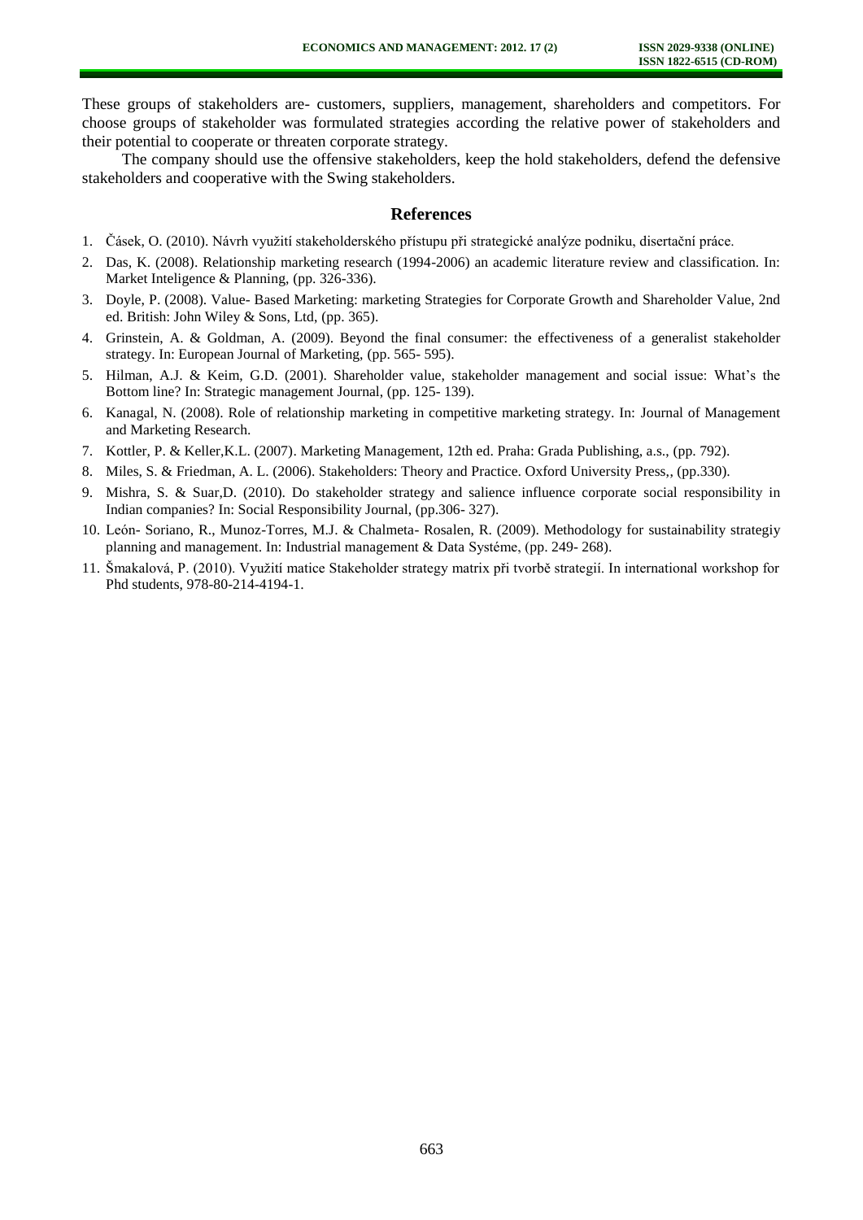These groups of stakeholders are- customers, suppliers, management, shareholders and competitors. For choose groups of stakeholder was formulated strategies according the relative power of stakeholders and their potential to cooperate or threaten corporate strategy.

The company should use the offensive stakeholders, keep the hold stakeholders, defend the defensive stakeholders and cooperative with the Swing stakeholders.

## References

1. Čásek, O. (2010). Návrh využití stakeholderského přístupu při strategické analýze podniku, disertační práce.
2. Das, K. (2008). Relationship marketing research (1994-2006) an academic literature review and classification. In: Market Inteligence & Planning, (pp. 326-336).
3. Doyle, P. (2008). Value- Based Marketing: marketing Strategies for Corporate Growth and Shareholder Value, 2nd ed. British: John Wiley & Sons, Ltd, (pp. 365).
4. Grinstein, A. & Goldman, A. (2009). Beyond the final consumer: the effectiveness of a generalist stakeholder strategy. In: European Journal of Marketing, (pp. 565- 595).
5. Hilman, A.J. & Keim, G.D. (2001). Shareholder value, stakeholder management and social issue: What's the Bottom line? In: Strategic management Journal, (pp. 125- 139).
6. Kanagal, N. (2008). Role of relationship marketing in competitive marketing strategy. In: Journal of Management and Marketing Research.
7. Kottler, P. & Keller,K.L. (2007). Marketing Management, 12th ed. Praha: Grada Publishing, a.s., (pp. 792).
8. Miles, S. & Friedman, A. L. (2006). Stakeholders: Theory and Practice. Oxford University Press,, (pp.330).
9. Mishra, S. & Suar,D. (2010). Do stakeholder strategy and salience influence corporate social responsibility in Indian companies? In: Social Responsibility Journal, (pp.306- 327).
10. León- Soriano, R., Munoz-Torres, M.J. & Chalmeta- Rosalen, R. (2009). Methodology for sustainability strategiy planning and management. In: Industrial management & Data Systéme, (pp. 249- 268).
11. Šmakalová, P. (2010). Využití matice Stakeholder strategy matrix při tvorbě strategií. In international workshop for Phd students, 978-80-214-4194-1.